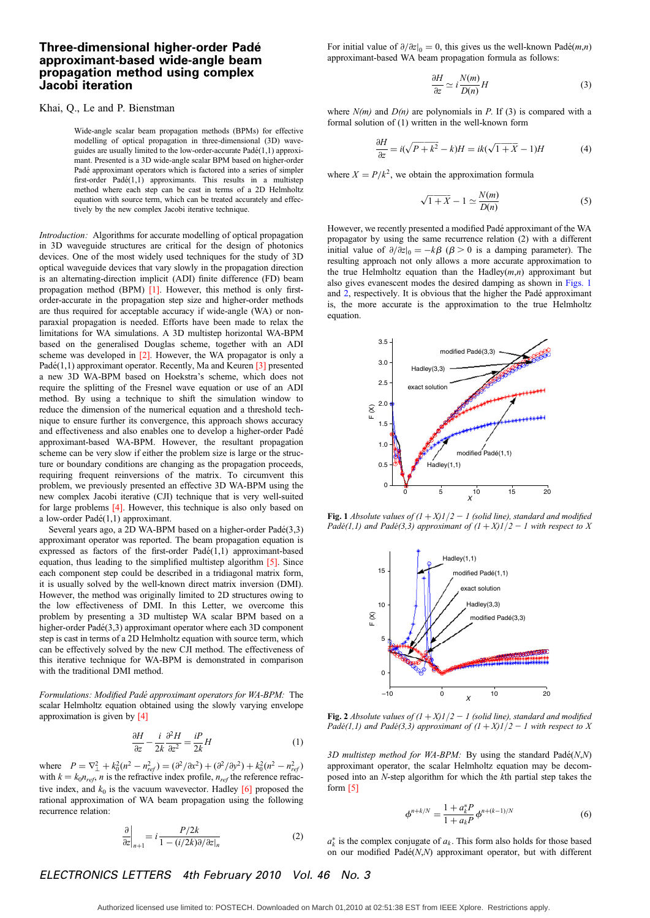# Three-dimensional higher-order Padé approximant-based wide-angle beam propagation method using complex Jacobi iteration

Khai, Q., Le and P. Bienstman

> Wide-angle scalar beam propagation methods (BPMs) for effective modelling of optical propagation in three-dimensional (3D) waveguides are usually limited to the low-order-accurate Padé(1,1) approximant. Presented is a 3D wide-angle scalar BPM based on higher-order Padé approximant operators which is factored into a series of simpler first-order Padé(1,1) approximants. This results in a multistep method where each step can be cast in terms of a 2D Helmholtz equation with source term, which can be treated accurately and effectively by the new complex Jacobi iterative technique.

*Introduction:* Algorithms for accurate modelling of optical propagation in 3D waveguide structures are critical for the design of photonics devices. One of the most widely used techniques for the study of 3D optical waveguide devices that vary slowly in the propagation direction is an alternating-direction implicit (ADI) finite difference (FD) beam propagation method (BPM) [1]. However, this method is only first-order-accurate in the propagation step size and higher-order methods are thus required for acceptable accuracy if wide-angle (WA) or non-paraxial propagation is needed. Efforts have been made to relax the limitations for WA simulations. A 3D multistep horizontal WA-BPM based on the generalised Douglas scheme, together with an ADI scheme was developed in [2]. However, the WA propagator is only a Padé(1,1) approximant operator. Recently, Ma and Keuren [3] presented a new 3D WA-BPM based on Hoekstra's scheme, which does not require the splitting of the Fresnel wave equation or use of an ADI method. By using a technique to shift the simulation window to reduce the dimension of the numerical equation and a threshold technique to ensure further its convergence, this approach shows accuracy and effectiveness and also enables one to develop a higher-order Padé approximant-based WA-BPM. However, the resultant propagation scheme can be very slow if either the problem size is large or the structure or boundary conditions are changing as the propagation proceeds, requiring frequent reinversions of the matrix. To circumvent this problem, we previously presented an effective 3D WA-BPM using the new complex Jacobi iterative (CJI) technique that is very well-suited for large problems [4]. However, this technique is also only based on a low-order Padé(1,1) approximant.

Several years ago, a 2D WA-BPM based on a higher-order Padé(3,3) approximant operator was reported. The beam propagation equation is expressed as factors of the first-order Padé(1,1) approximant-based equation, thus leading to the simplified multistep algorithm [5]. Since each component step could be described in a tridiagonal matrix form, it is usually solved by the well-known direct matrix inversion (DMI). However, the method was originally limited to 2D structures owing to the low effectiveness of DMI. In this Letter, we overcome this problem by presenting a 3D multistep WA scalar BPM based on a higher-order Padé(3,3) approximant operator where each 3D component step is cast in terms of a 2D Helmholtz equation with source term, which can be effectively solved by the new CJI method. The effectiveness of this iterative technique for WA-BPM is demonstrated in comparison with the traditional DMI method.

*Formulations: Modified Padé approximant operators for WA-BPM:* The scalar Helmholtz equation obtained using the slowly varying envelope approximation is given by [4]

$$\frac{\partial H}{\partial z} - \frac{i}{2k}\frac{\partial^2 H}{\partial z^2} = \frac{iP}{2k}H \tag{1}$$

where $P = \nabla_\perp^2 + k_0^2(n^2 - n_{ref}^2) = (\partial^2/\partial x^2) + (\partial^2/\partial y^2) + k_0^2(n^2 - n_{ref}^2)$ with $k = k_0 n_{ref}$, $n$ is the refractive index profile, $n_{ref}$ the reference refractive index, and $k_0$ is the vacuum wavevector. Hadley [6] proposed the rational approximation of WA beam propagation using the following recurrence relation:

$$\left.\frac{\partial}{\partial z}\right|_{n+1} = i\frac{P/2k}{1 - (i/2k)\partial/\partial z|_n} \tag{2}$$

For initial value of $\partial/\partial z|_0 = 0$, this gives us the well-known Padé(*m*,*n*) approximant-based WA beam propagation formula as follows:

$$\frac{\partial H}{\partial z} \simeq i\frac{N(m)}{D(n)}H \tag{3}$$

where *N(m)* and *D(n)* are polynomials in *P*. If (3) is compared with a formal solution of (1) written in the well-known form

$$\frac{\partial H}{\partial z} = i(\sqrt{P + k^2} - k)H = ik(\sqrt{1 + X} - 1)H \tag{4}$$

where $X = P/k^2$, we obtain the approximation formula

$$\sqrt{1 + X} - 1 \simeq \frac{N(m)}{D(n)} \tag{5}$$

However, we recently presented a modified Padé approximant of the WA propagator by using the same recurrence relation (2) with a different initial value of $\partial/\partial z|_0 = -k\beta$ ($\beta > 0$ is a damping parameter). The resulting approach not only allows a more accurate approximation to the true Helmholtz equation than the Hadley(*m*,*n*) approximant but also gives evanescent modes the desired damping as shown in Figs. 1 and 2, respectively. It is obvious that the higher the Padé approximant is, the more accurate is the approximation to the true Helmholtz equation.

**Fig. 1** *Absolute values of $(1 + X)1/2 - 1$ (solid line), standard and modified Padé(1,1) and Padé(3,3) approximant of $(1 + X)1/2 - 1$ with respect to X*

**Fig. 2** *Absolute values of $(1 + X)1/2 - 1$ (solid line), standard and modified Padé(1,1) and Padé(3,3) approximant of $(1 + X)1/2 - 1$ with respect to X*

*3D multistep method for WA-BPM:* By using the standard Padé(*N*,*N*) approximant operator, the scalar Helmholtz equation may be decomposed into an *N*-step algorithm for which the *k*th partial step takes the form [5]

$$\phi^{n+k/N} = \frac{1 + a_k^* P}{1 + a_k P}\phi^{n+(k-1)/N} \tag{6}$$

$a_k^*$ is the complex conjugate of $a_k$. This form also holds for those based on our modified Padé(*N*,*N*) approximant operator, but with different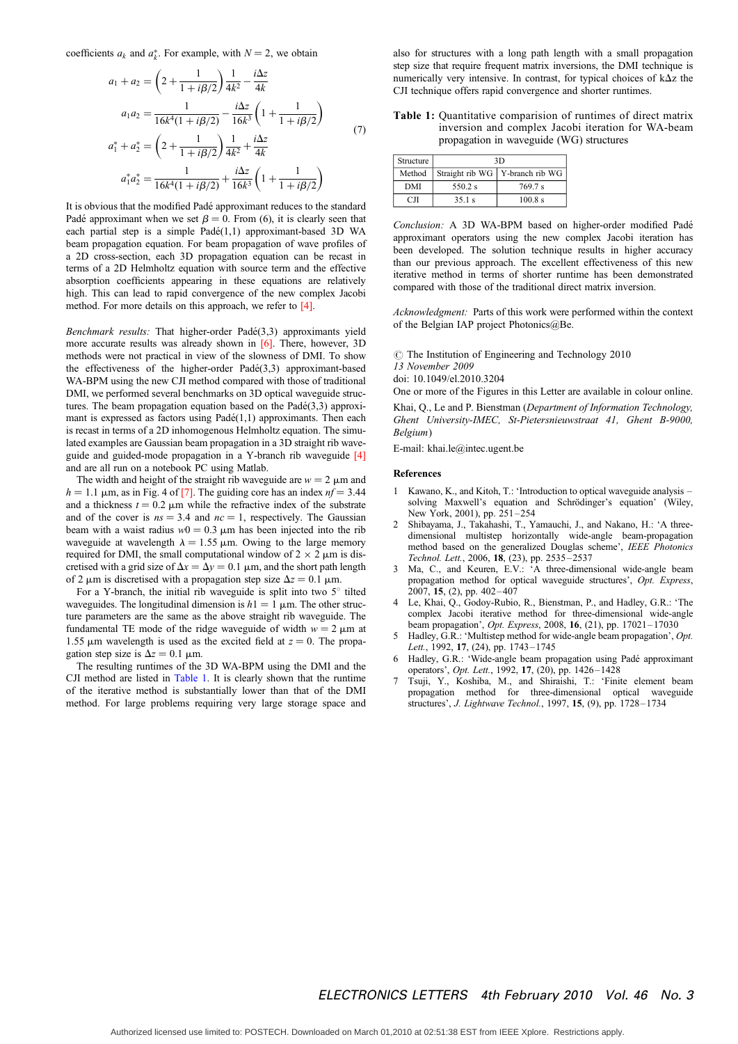coefficients $a_k$ and $a_k^*$. For example, with $N = 2$, we obtain

$$
\begin{aligned}
a_1 + a_2 &= \left(2 + \frac{1}{1 + i\beta/2}\right)\frac{1}{4k^2} - \frac{i\Delta z}{4k} \\
a_1 a_2 &= \frac{1}{16k^4(1 + i\beta/2)} - \frac{i\Delta z}{16k^3}\left(1 + \frac{1}{1 + i\beta/2}\right) \\
a_1^* + a_2^* &= \left(2 + \frac{1}{1 + i\beta/2}\right)\frac{1}{4k^2} + \frac{i\Delta z}{4k} \\
a_1^* a_2^* &= \frac{1}{16k^4(1 + i\beta/2)} + \frac{i\Delta z}{16k^3}\left(1 + \frac{1}{1 + i\beta/2}\right)
\end{aligned}
\tag{7}
$$

It is obvious that the modified Padé approximant reduces to the standard Padé approximant when we set $\beta = 0$. From (6), it is clearly seen that each partial step is a simple Padé(1,1) approximant-based 3D WA beam propagation equation. For beam propagation of wave profiles of a 2D cross-section, each 3D propagation equation can be recast in terms of a 2D Helmholtz equation with source term and the effective absorption coefficients appearing in these equations are relatively high. This can lead to rapid convergence of the new complex Jacobi method. For more details on this approach, we refer to [4].

*Benchmark results:* That higher-order Padé(3,3) approximants yield more accurate results was already shown in [6]. There, however, 3D methods were not practical in view of the slowness of DMI. To show the effectiveness of the higher-order Padé(3,3) approximant-based WA-BPM using the new CJI method compared with those of traditional DMI, we performed several benchmarks on 3D optical waveguide structures. The beam propagation equation based on the Padé(3,3) approximant is expressed as factors using Padé(1,1) approximants. Then each is recast in terms of a 2D inhomogeneous Helmholtz equation. The simulated examples are Gaussian beam propagation in a 3D straight rib waveguide and guided-mode propagation in a Y-branch rib waveguide [4] and are all run on a notebook PC using Matlab.

The width and height of the straight rib waveguide are $w = 2$ µm and $h = 1.1$ µm, as in Fig. 4 of [7]. The guiding core has an index $nf = 3.44$ and a thickness $t = 0.2$ µm while the refractive index of the substrate and of the cover is $ns = 3.4$ and $nc = 1$, respectively. The Gaussian beam with a waist radius $w0 = 0.3$ µm has been injected into the rib waveguide at wavelength $\lambda = 1.55$ µm. Owing to the large memory required for DMI, the small computational window of $2 \times 2$ µm is discretised with a grid size of $\Delta x = \Delta y = 0.1$ µm, and the short path length of 2 µm is discretised with a propagation step size $\Delta z = 0.1$ µm.

For a Y-branch, the initial rib waveguide is split into two 5° tilted waveguides. The longitudinal dimension is $h1 = 1$ µm. The other structure parameters are the same as the above straight rib waveguide. The fundamental TE mode of the ridge waveguide of width $w = 2$ µm at 1.55 µm wavelength is used as the excited field at $z = 0$. The propagation step size is $\Delta z = 0.1$ µm.

The resulting runtimes of the 3D WA-BPM using the DMI and the CJI method are listed in Table 1. It is clearly shown that the runtime of the iterative method is substantially lower than that of the DMI method. For large problems requiring very large storage space and also for structures with a long path length with a small propagation step size that require frequent matrix inversions, the DMI technique is numerically very intensive. In contrast, for typical choices of k$\Delta$z the CJI technique offers rapid convergence and shorter runtimes.

**Table 1:** Quantitative comparision of runtimes of direct matrix inversion and complex Jacobi iteration for WA-beam propagation in waveguide (WG) structures

| Structure | 3D | |
|---|---|---|
| Method | Straight rib WG | Y-branch rib WG |
| DMI | 550.2 s | 769.7 s |
| CJI | 35.1 s | 100.8 s |

*Conclusion:* A 3D WA-BPM based on higher-order modified Padé approximant operators using the new complex Jacobi iteration has been developed. The solution technique results in higher accuracy than our previous approach. The excellent effectiveness of this new iterative method in terms of shorter runtime has been demonstrated compared with those of the traditional direct matrix inversion.

*Acknowledgment:* Parts of this work were performed within the context of the Belgian IAP project Photonics@Be.

© The Institution of Engineering and Technology 2010
*13 November 2009*
doi: 10.1049/el.2010.3204
One or more of the Figures in this Letter are available in colour online.

Khai, Q., Le and P. Bienstman (*Department of Information Technology, Ghent University-IMEC, St-Pietersnieuwstraat 41, Ghent B-9000, Belgium*)

E-mail: khai.le@intec.ugent.be

## References

1. Kawano, K., and Kitoh, T.: 'Introduction to optical waveguide analysis – solving Maxwell's equation and Schrödinger's equation' (Wiley, New York, 2001), pp. 251–254
2. Shibayama, J., Takahashi, T., Yamauchi, J., and Nakano, H.: 'A three-dimensional multistep horizontally wide-angle beam-propagation method based on the generalized Douglas scheme', *IEEE Photonics Technol. Lett.*, 2006, **18**, (23), pp. 2535–2537
3. Ma, C., and Keuren, E.V.: 'A three-dimensional wide-angle beam propagation method for optical waveguide structures', *Opt. Express*, 2007, **15**, (2), pp. 402–407
4. Le, Khai, Q., Godoy-Rubio, R., Bienstman, P., and Hadley, G.R.: 'The complex Jacobi iterative method for three-dimensional wide-angle beam propagation', *Opt. Express*, 2008, **16**, (21), pp. 17021–17030
5. Hadley, G.R.: 'Multistep method for wide-angle beam propagation', *Opt. Lett.*, 1992, **17**, (24), pp. 1743–1745
6. Hadley, G.R.: 'Wide-angle beam propagation using Padé approximant operators', *Opt. Lett.*, 1992, **17**, (20), pp. 1426–1428
7. Tsuji, Y., Koshiba, M., and Shiraishi, T.: 'Finite element beam propagation method for three-dimensional optical waveguide structures', *J. Lightwave Technol.*, 1997, **15**, (9), pp. 1728–1734